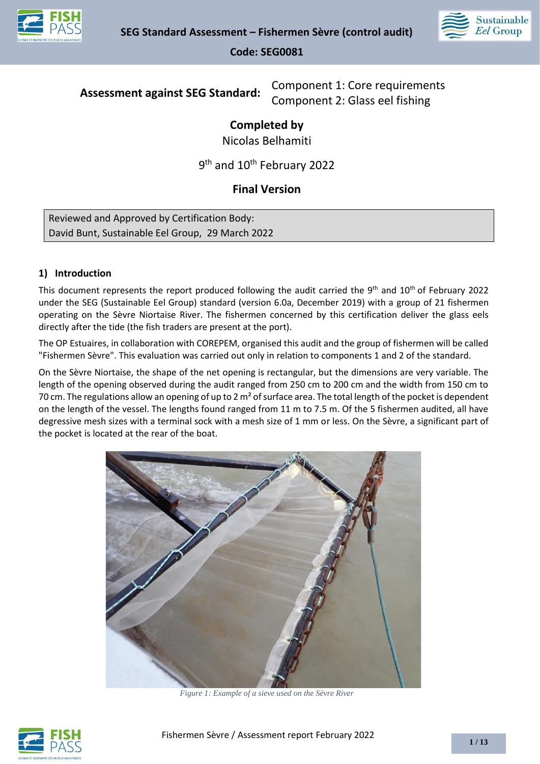# SEG Standard Assessment – Fishermen Sèvre (control audit)

**Code: SEG0081**

**Assessment against SEG Standard:** Component 1: Core requirements
Component 2: Glass eel fishing

**Completed by**
Nicolas Belhamiti

9th and 10th February 2022

**Final Version**

Reviewed and Approved by Certification Body:
David Bunt, Sustainable Eel Group, 29 March 2022

## 1) Introduction

This document represents the report produced following the audit carried the 9th and 10th of February 2022 under the SEG (Sustainable Eel Group) standard (version 6.0a, December 2019) with a group of 21 fishermen operating on the Sèvre Niortaise River. The fishermen concerned by this certification deliver the glass eels directly after the tide (the fish traders are present at the port).

The OP Estuaires, in collaboration with COREPEM, organised this audit and the group of fishermen will be called "Fishermen Sèvre". This evaluation was carried out only in relation to components 1 and 2 of the standard.

On the Sèvre Niortaise, the shape of the net opening is rectangular, but the dimensions are very variable. The length of the opening observed during the audit ranged from 250 cm to 200 cm and the width from 150 cm to 70 cm. The regulations allow an opening of up to 2 m² of surface area. The total length of the pocket is dependent on the length of the vessel. The lengths found ranged from 11 m to 7.5 m. Of the 5 fishermen audited, all have degressive mesh sizes with a terminal sock with a mesh size of 1 mm or less. On the Sèvre, a significant part of the pocket is located at the rear of the boat.

*Figure 1: Example of a sieve used on the Sèvre River*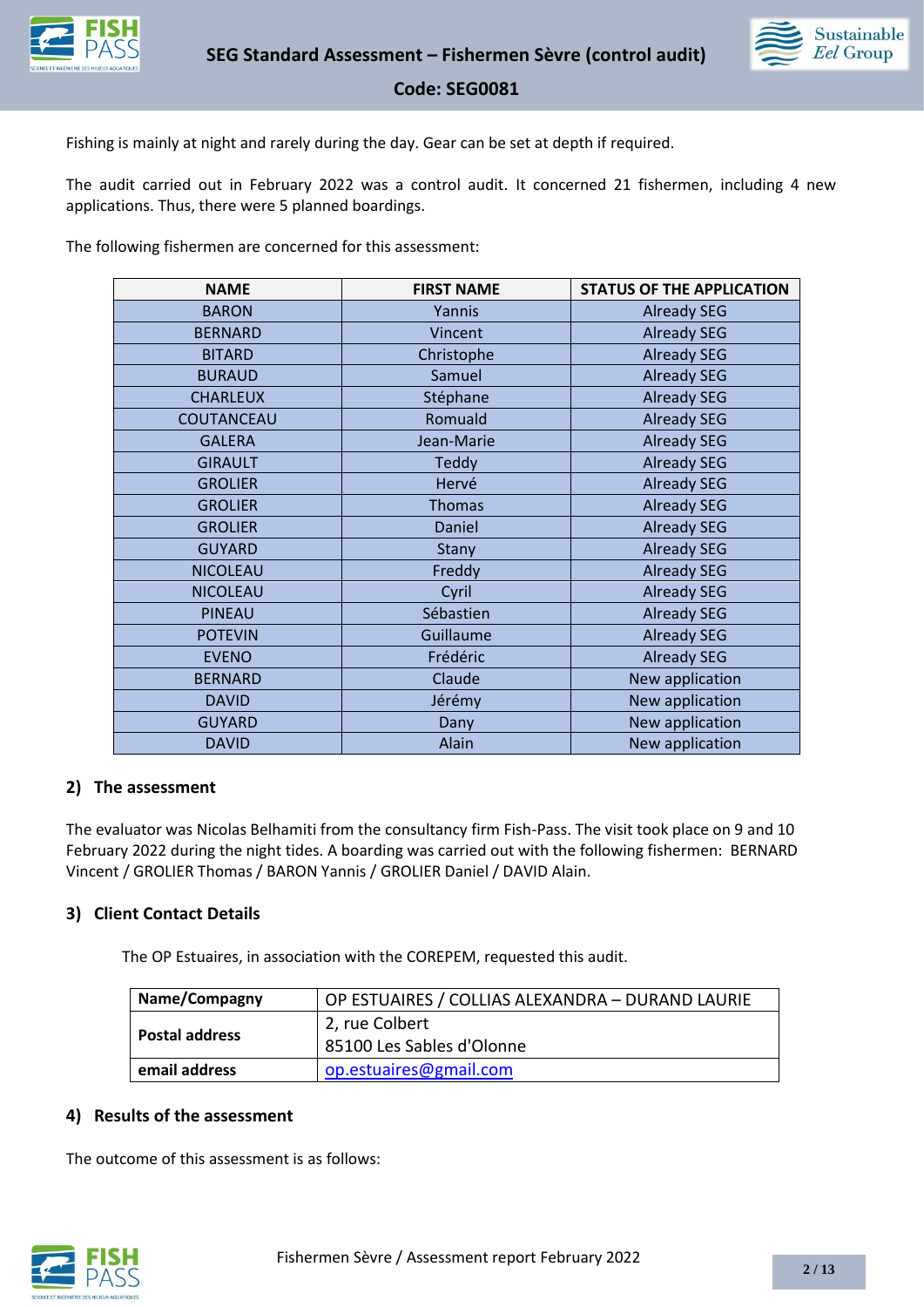Fishing is mainly at night and rarely during the day. Gear can be set at depth if required.

The audit carried out in February 2022 was a control audit. It concerned 21 fishermen, including 4 new applications. Thus, there were 5 planned boardings.

The following fishermen are concerned for this assessment:

| NAME | FIRST NAME | STATUS OF THE APPLICATION |
|---|---|---|
| BARON | Yannis | Already SEG |
| BERNARD | Vincent | Already SEG |
| BITARD | Christophe | Already SEG |
| BURAUD | Samuel | Already SEG |
| CHARLEUX | Stéphane | Already SEG |
| COUTANCEAU | Romuald | Already SEG |
| GALERA | Jean-Marie | Already SEG |
| GIRAULT | Teddy | Already SEG |
| GROLIER | Hervé | Already SEG |
| GROLIER | Thomas | Already SEG |
| GROLIER | Daniel | Already SEG |
| GUYARD | Stany | Already SEG |
| NICOLEAU | Freddy | Already SEG |
| NICOLEAU | Cyril | Already SEG |
| PINEAU | Sébastien | Already SEG |
| POTEVIN | Guillaume | Already SEG |
| EVENO | Frédéric | Already SEG |
| BERNARD | Claude | New application |
| DAVID | Jérémy | New application |
| GUYARD | Dany | New application |
| DAVID | Alain | New application |

## 2) The assessment

The evaluator was Nicolas Belhamiti from the consultancy firm Fish-Pass. The visit took place on 9 and 10 February 2022 during the night tides. A boarding was carried out with the following fishermen: BERNARD Vincent / GROLIER Thomas / BARON Yannis / GROLIER Daniel / DAVID Alain.

## 3) Client Contact Details

The OP Estuaires, in association with the COREPEM, requested this audit.

| Name/Compagny | OP ESTUAIRES / COLLIAS ALEXANDRA – DURAND LAURIE |
|---|---|
| Postal address | 2, rue Colbert<br>85100 Les Sables d'Olonne |
| email address | op.estuaires@gmail.com |

## 4) Results of the assessment

The outcome of this assessment is as follows: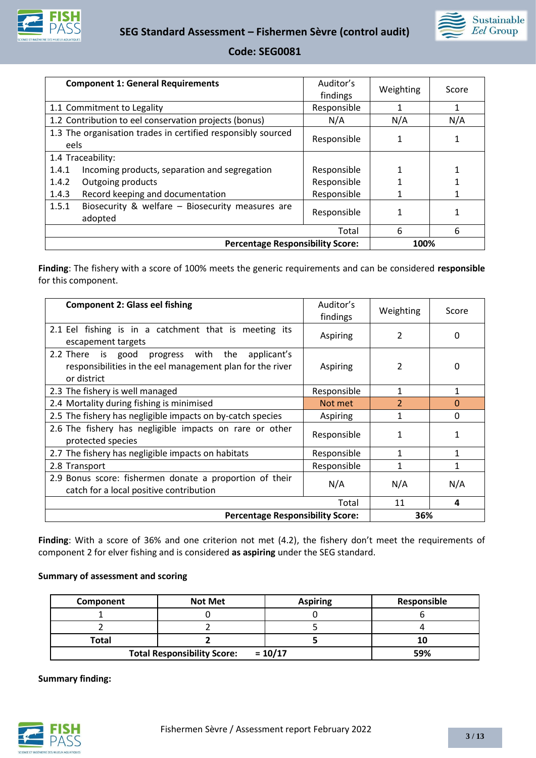| Component 1: General Requirements | Auditor's findings | Weighting | Score |
|---|---|---|---|
| 1.1 Commitment to Legality | Responsible | 1 | 1 |
| 1.2 Contribution to eel conservation projects (bonus) | N/A | N/A | N/A |
| 1.3 The organisation trades in certified responsibly sourced eels | Responsible | 1 | 1 |
| 1.4 Traceability: | | | |
| 1.4.1 Incoming products, separation and segregation | Responsible | 1 | 1 |
| 1.4.2 Outgoing products | Responsible | 1 | 1 |
| 1.4.3 Record keeping and documentation | Responsible | 1 | 1 |
| 1.5.1 Biosecurity & welfare – Biosecurity measures are adopted | Responsible | 1 | 1 |
| | Total | 6 | 6 |
| | **Percentage Responsibility Score:** | **100%** | |

**Finding**: The fishery with a score of 100% meets the generic requirements and can be considered **responsible** for this component.

| Component 2: Glass eel fishing | Auditor's findings | Weighting | Score |
|---|---|---|---|
| 2.1 Eel fishing is in a catchment that is meeting its escapement targets | Aspiring | 2 | 0 |
| 2.2 There is good progress with the applicant's responsibilities in the eel management plan for the river or district | Aspiring | 2 | 0 |
| 2.3 The fishery is well managed | Responsible | 1 | 1 |
| 2.4 Mortality during fishing is minimised | Not met | 2 | 0 |
| 2.5 The fishery has negligible impacts on by-catch species | Aspiring | 1 | 0 |
| 2.6 The fishery has negligible impacts on rare or other protected species | Responsible | 1 | 1 |
| 2.7 The fishery has negligible impacts on habitats | Responsible | 1 | 1 |
| 2.8 Transport | Responsible | 1 | 1 |
| 2.9 Bonus score: fishermen donate a proportion of their catch for a local positive contribution | N/A | N/A | N/A |
| | Total | 11 | **4** |
| | **Percentage Responsibility Score:** | **36%** | |

**Finding**: With a score of 36% and one criterion not met (4.2), the fishery don't meet the requirements of component 2 for elver fishing and is considered **as aspiring** under the SEG standard.

**Summary of assessment and scoring**

| Component | Not Met | Aspiring | Responsible |
|---|---|---|---|
| 1 | 0 | 0 | 6 |
| 2 | 2 | 5 | 4 |
| **Total** | **2** | **5** | **10** |
| **Total Responsibility Score:** | **= 10/17** | | **59%** |

**Summary finding:**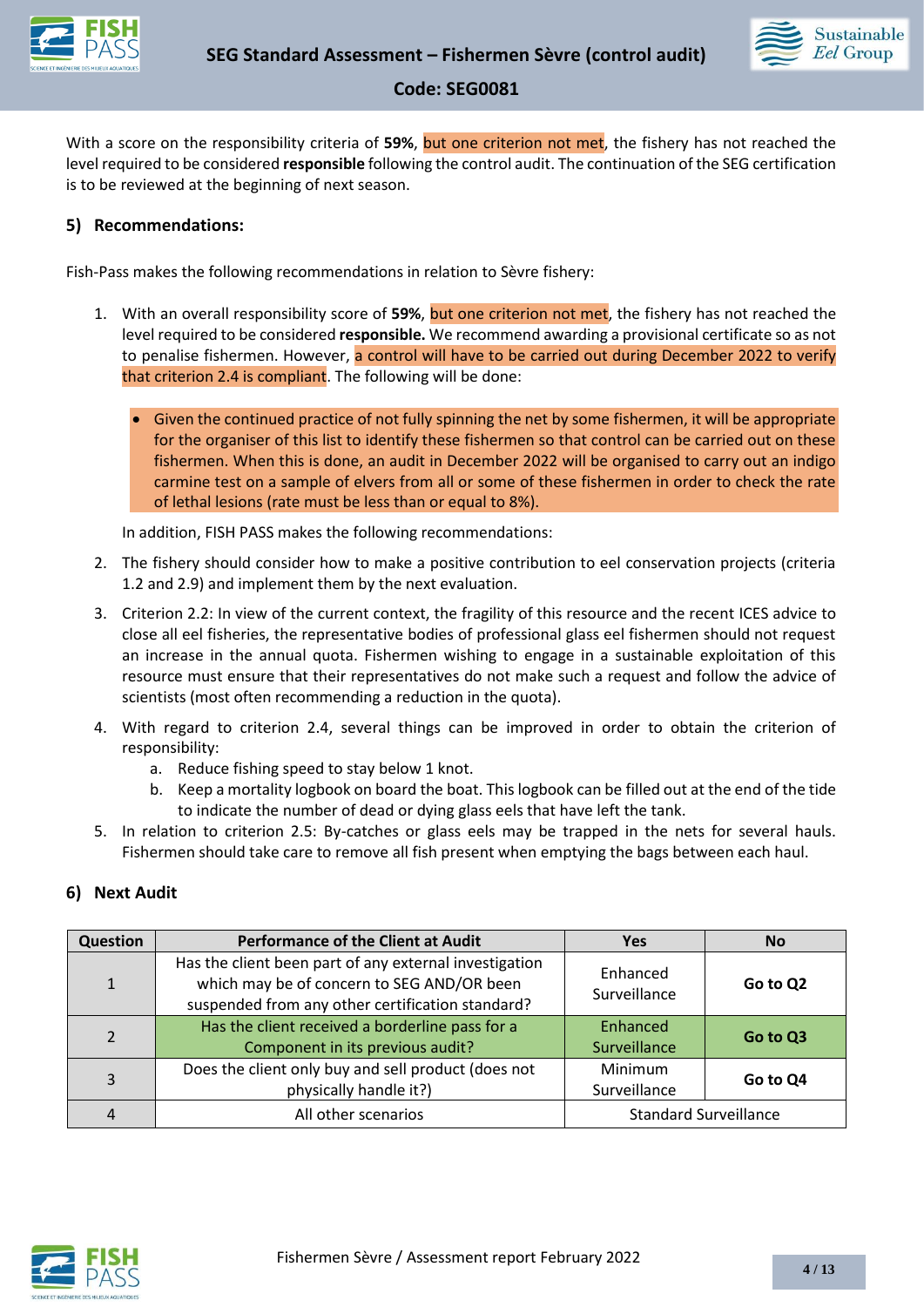With a score on the responsibility criteria of **59%**, but one criterion not met, the fishery has not reached the level required to be considered **responsible** following the control audit. The continuation of the SEG certification is to be reviewed at the beginning of next season.

## 5) Recommendations:

Fish-Pass makes the following recommendations in relation to Sèvre fishery:

1. With an overall responsibility score of **59%**, but one criterion not met, the fishery has not reached the level required to be considered **responsible.** We recommend awarding a provisional certificate so as not to penalise fishermen. However, a control will have to be carried out during December 2022 to verify that criterion 2.4 is compliant. The following will be done:

   - Given the continued practice of not fully spinning the net by some fishermen, it will be appropriate for the organiser of this list to identify these fishermen so that control can be carried out on these fishermen. When this is done, an audit in December 2022 will be organised to carry out an indigo carmine test on a sample of elvers from all or some of these fishermen in order to check the rate of lethal lesions (rate must be less than or equal to 8%).

   In addition, FISH PASS makes the following recommendations:

2. The fishery should consider how to make a positive contribution to eel conservation projects (criteria 1.2 and 2.9) and implement them by the next evaluation.
3. Criterion 2.2: In view of the current context, the fragility of this resource and the recent ICES advice to close all eel fisheries, the representative bodies of professional glass eel fishermen should not request an increase in the annual quota. Fishermen wishing to engage in a sustainable exploitation of this resource must ensure that their representatives do not make such a request and follow the advice of scientists (most often recommending a reduction in the quota).
4. With regard to criterion 2.4, several things can be improved in order to obtain the criterion of responsibility:
   a. Reduce fishing speed to stay below 1 knot.
   b. Keep a mortality logbook on board the boat. This logbook can be filled out at the end of the tide to indicate the number of dead or dying glass eels that have left the tank.
5. In relation to criterion 2.5: By-catches or glass eels may be trapped in the nets for several hauls. Fishermen should take care to remove all fish present when emptying the bags between each haul.

## 6) Next Audit

| Question | Performance of the Client at Audit | Yes | No |
|---|---|---|---|
| 1 | Has the client been part of any external investigation which may be of concern to SEG AND/OR been suspended from any other certification standard? | Enhanced Surveillance | **Go to Q2** |
| 2 | Has the client received a borderline pass for a Component in its previous audit? | Enhanced Surveillance | **Go to Q3** |
| 3 | Does the client only buy and sell product (does not physically handle it?) | Minimum Surveillance | **Go to Q4** |
| 4 | All other scenarios | Standard Surveillance | |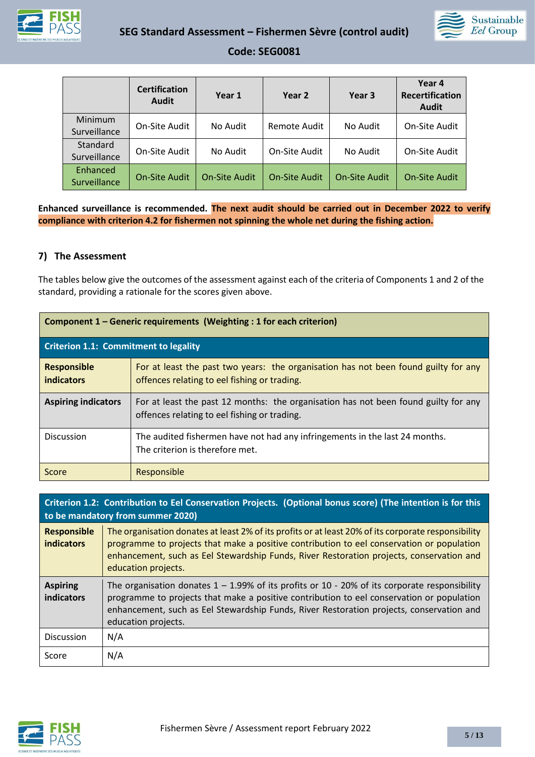| | Certification Audit | Year 1 | Year 2 | Year 3 | Year 4 Recertification Audit |
|---|---|---|---|---|---|
| Minimum Surveillance | On-Site Audit | No Audit | Remote Audit | No Audit | On-Site Audit |
| Standard Surveillance | On-Site Audit | No Audit | On-Site Audit | No Audit | On-Site Audit |
| Enhanced Surveillance | On-Site Audit | On-Site Audit | On-Site Audit | On-Site Audit | On-Site Audit |

**Enhanced surveillance is recommended. The next audit should be carried out in December 2022 to verify compliance with criterion 4.2 for fishermen not spinning the whole net during the fishing action.**

## 7) The Assessment

The tables below give the outcomes of the assessment against each of the criteria of Components 1 and 2 of the standard, providing a rationale for the scores given above.

| **Component 1 – Generic requirements (Weighting : 1 for each criterion)** | |
|---|---|
| **Criterion 1.1: Commitment to legality** | |
| **Responsible indicators** | For at least the past two years: the organisation has not been found guilty for any offences relating to eel fishing or trading. |
| **Aspiring indicators** | For at least the past 12 months: the organisation has not been found guilty for any offences relating to eel fishing or trading. |
| Discussion | The audited fishermen have not had any infringements in the last 24 months.<br>The criterion is therefore met. |
| Score | Responsible |

| **Criterion 1.2: Contribution to Eel Conservation Projects. (Optional bonus score) (The intention is for this to be mandatory from summer 2020)** | |
|---|---|
| **Responsible indicators** | The organisation donates at least 2% of its profits or at least 20% of its corporate responsibility programme to projects that make a positive contribution to eel conservation or population enhancement, such as Eel Stewardship Funds, River Restoration projects, conservation and education projects. |
| **Aspiring indicators** | The organisation donates 1 – 1.99% of its profits or 10 - 20% of its corporate responsibility programme to projects that make a positive contribution to eel conservation or population enhancement, such as Eel Stewardship Funds, River Restoration projects, conservation and education projects. |
| Discussion | N/A |
| Score | N/A |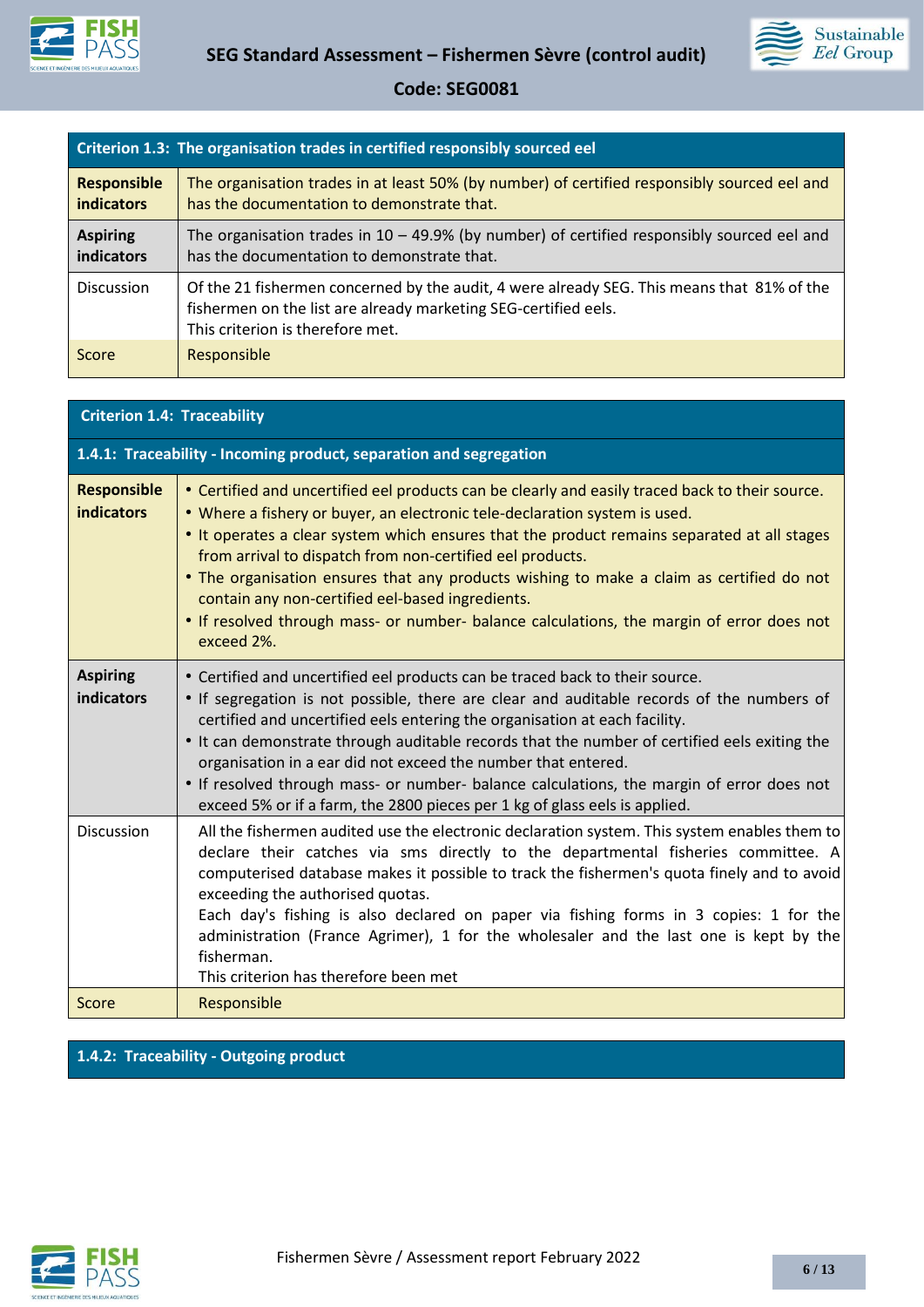| Criterion 1.3: The organisation trades in certified responsibly sourced eel | |
|---|---|
| **Responsible indicators** | The organisation trades in at least 50% (by number) of certified responsibly sourced eel and has the documentation to demonstrate that. |
| **Aspiring indicators** | The organisation trades in 10 – 49.9% (by number) of certified responsibly sourced eel and has the documentation to demonstrate that. |
| Discussion | Of the 21 fishermen concerned by the audit, 4 were already SEG. This means that 81% of the fishermen on the list are already marketing SEG-certified eels.<br>This criterion is therefore met. |
| Score | Responsible |

| Criterion 1.4: Traceability | |
|---|---|
| **1.4.1: Traceability - Incoming product, separation and segregation** | |
| **Responsible indicators** | • Certified and uncertified eel products can be clearly and easily traced back to their source.<br>• Where a fishery or buyer, an electronic tele-declaration system is used.<br>• It operates a clear system which ensures that the product remains separated at all stages from arrival to dispatch from non-certified eel products.<br>• The organisation ensures that any products wishing to make a claim as certified do not contain any non-certified eel-based ingredients.<br>• If resolved through mass- or number- balance calculations, the margin of error does not exceed 2%. |
| **Aspiring indicators** | • Certified and uncertified eel products can be traced back to their source.<br>• If segregation is not possible, there are clear and auditable records of the numbers of certified and uncertified eels entering the organisation at each facility.<br>• It can demonstrate through auditable records that the number of certified eels exiting the organisation in a ear did not exceed the number that entered.<br>• If resolved through mass- or number- balance calculations, the margin of error does not exceed 5% or if a farm, the 2800 pieces per 1 kg of glass eels is applied. |
| Discussion | All the fishermen audited use the electronic declaration system. This system enables them to declare their catches via sms directly to the departmental fisheries committee. A computerised database makes it possible to track the fishermen's quota finely and to avoid exceeding the authorised quotas.<br>Each day's fishing is also declared on paper via fishing forms in 3 copies: 1 for the administration (France Agrimer), 1 for the wholesaler and the last one is kept by the fisherman.<br>This criterion has therefore been met |
| Score | Responsible |

| 1.4.2: Traceability - Outgoing product |
|---|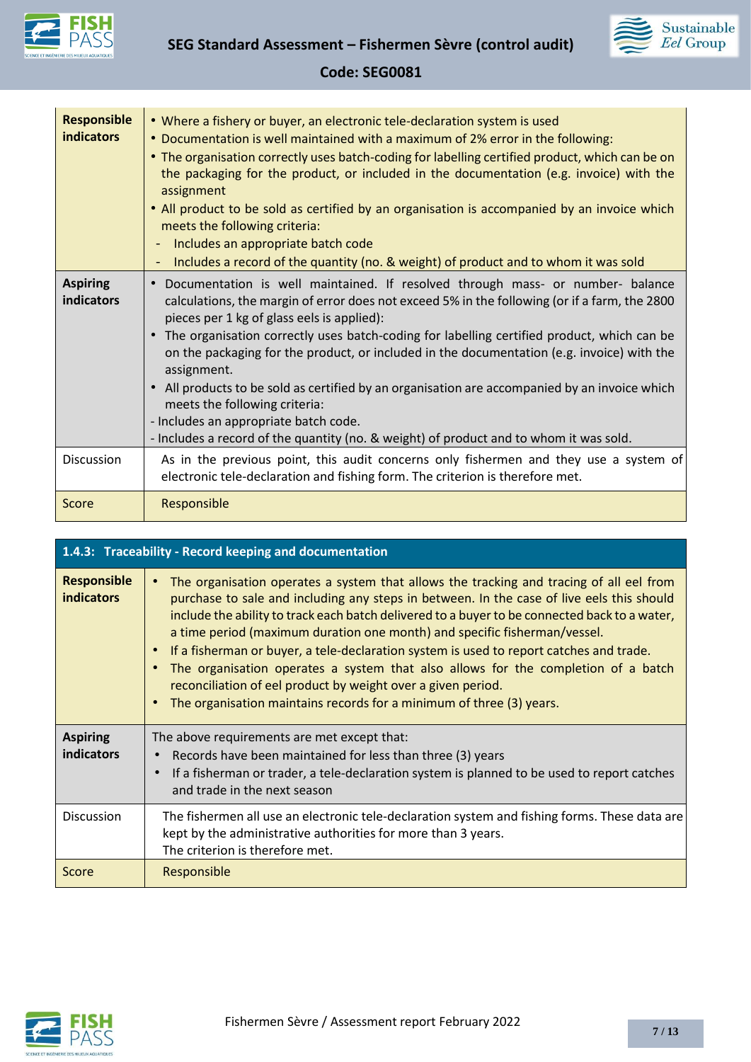| | |
|---|---|
| **Responsible indicators** | • Where a fishery or buyer, an electronic tele-declaration system is used<br>• Documentation is well maintained with a maximum of 2% error in the following:<br>• The organisation correctly uses batch-coding for labelling certified product, which can be on the packaging for the product, or included in the documentation (e.g. invoice) with the assignment<br>• All product to be sold as certified by an organisation is accompanied by an invoice which meets the following criteria:<br>- Includes an appropriate batch code<br>- Includes a record of the quantity (no. & weight) of product and to whom it was sold |
| **Aspiring indicators** | • Documentation is well maintained. If resolved through mass- or number- balance calculations, the margin of error does not exceed 5% in the following (or if a farm, the 2800 pieces per 1 kg of glass eels is applied):<br>• The organisation correctly uses batch-coding for labelling certified product, which can be on the packaging for the product, or included in the documentation (e.g. invoice) with the assignment.<br>• All products to be sold as certified by an organisation are accompanied by an invoice which meets the following criteria:<br>- Includes an appropriate batch code.<br>- Includes a record of the quantity (no. & weight) of product and to whom it was sold. |
| Discussion | As in the previous point, this audit concerns only fishermen and they use a system of electronic tele-declaration and fishing form. The criterion is therefore met. |
| Score | Responsible |

| **1.4.3: Traceability - Record keeping and documentation** | |
|---|---|
| **Responsible indicators** | • The organisation operates a system that allows the tracking and tracing of all eel from purchase to sale and including any steps in between. In the case of live eels this should include the ability to track each batch delivered to a buyer to be connected back to a water, a time period (maximum duration one month) and specific fisherman/vessel.<br>• If a fisherman or buyer, a tele-declaration system is used to report catches and trade.<br>• The organisation operates a system that also allows for the completion of a batch reconciliation of eel product by weight over a given period.<br>• The organisation maintains records for a minimum of three (3) years. |
| **Aspiring indicators** | The above requirements are met except that:<br>• Records have been maintained for less than three (3) years<br>• If a fisherman or trader, a tele-declaration system is planned to be used to report catches and trade in the next season |
| Discussion | The fishermen all use an electronic tele-declaration system and fishing forms. These data are kept by the administrative authorities for more than 3 years.<br>The criterion is therefore met. |
| Score | Responsible |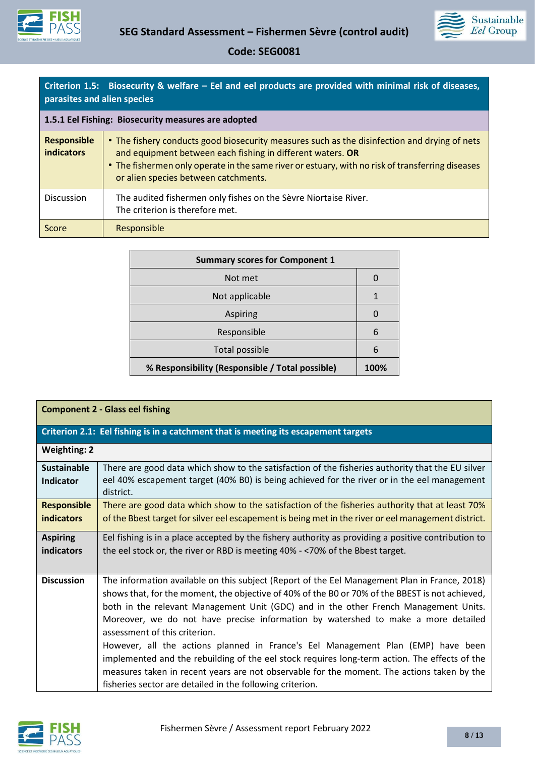| Criterion 1.5: Biosecurity & welfare – Eel and eel products are provided with minimal risk of diseases, parasites and alien species | |
|---|---|
| **1.5.1 Eel Fishing: Biosecurity measures are adopted** | |
| **Responsible indicators** | • The fishery conducts good biosecurity measures such as the disinfection and drying of nets and equipment between each fishing in different waters. **OR**<br>• The fishermen only operate in the same river or estuary, with no risk of transferring diseases or alien species between catchments. |
| Discussion | The audited fishermen only fishes on the Sèvre Niortaise River.<br>The criterion is therefore met. |
| Score | Responsible |

| Summary scores for Component 1 | |
|---|---|
| Not met | 0 |
| Not applicable | 1 |
| Aspiring | 0 |
| Responsible | 6 |
| Total possible | 6 |
| **% Responsibility (Responsible / Total possible)** | **100%** |

| Component 2 - Glass eel fishing | |
|---|---|
| **Criterion 2.1: Eel fishing is in a catchment that is meeting its escapement targets** | |
| **Weighting: 2** | |
| **Sustainable Indicator** | There are good data which show to the satisfaction of the fisheries authority that the EU silver eel 40% escapement target (40% B0) is being achieved for the river or in the eel management district. |
| **Responsible indicators** | There are good data which show to the satisfaction of the fisheries authority that at least 70% of the Bbest target for silver eel escapement is being met in the river or eel management district. |
| **Aspiring indicators** | Eel fishing is in a place accepted by the fishery authority as providing a positive contribution to the eel stock or, the river or RBD is meeting 40% - <70% of the Bbest target. |
| **Discussion** | The information available on this subject (Report of the Eel Management Plan in France, 2018) shows that, for the moment, the objective of 40% of the B0 or 70% of the BBEST is not achieved, both in the relevant Management Unit (GDC) and in the other French Management Units. Moreover, we do not have precise information by watershed to make a more detailed assessment of this criterion.<br>However, all the actions planned in France's Eel Management Plan (EMP) have been implemented and the rebuilding of the eel stock requires long-term action. The effects of the measures taken in recent years are not observable for the moment. The actions taken by the fisheries sector are detailed in the following criterion. |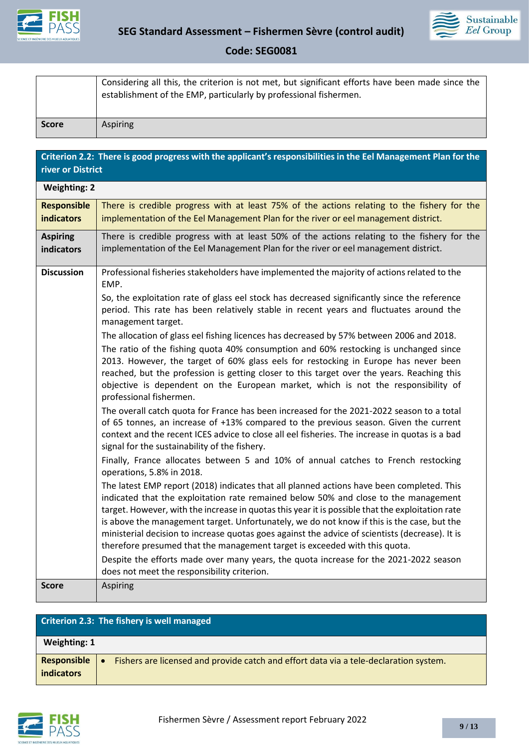| | |
|---|---|
| | Considering all this, the criterion is not met, but significant efforts have been made since the establishment of the EMP, particularly by professional fishermen. |
| **Score** | Aspiring |

| **Criterion 2.2: There is good progress with the applicant's responsibilities in the Eel Management Plan for the river or District** | |
|---|---|
| **Weighting: 2** | |
| **Responsible indicators** | There is credible progress with at least 75% of the actions relating to the fishery for the implementation of the Eel Management Plan for the river or eel management district. |
| **Aspiring indicators** | There is credible progress with at least 50% of the actions relating to the fishery for the implementation of the Eel Management Plan for the river or eel management district. |
| **Discussion** | Professional fisheries stakeholders have implemented the majority of actions related to the EMP.<br>So, the exploitation rate of glass eel stock has decreased significantly since the reference period. This rate has been relatively stable in recent years and fluctuates around the management target.<br>The allocation of glass eel fishing licences has decreased by 57% between 2006 and 2018.<br>The ratio of the fishing quota 40% consumption and 60% restocking is unchanged since 2013. However, the target of 60% glass eels for restocking in Europe has never been reached, but the profession is getting closer to this target over the years. Reaching this objective is dependent on the European market, which is not the responsibility of professional fishermen.<br>The overall catch quota for France has been increased for the 2021-2022 season to a total of 65 tonnes, an increase of +13% compared to the previous season. Given the current context and the recent ICES advice to close all eel fisheries. The increase in quotas is a bad signal for the sustainability of the fishery.<br>Finally, France allocates between 5 and 10% of annual catches to French restocking operations, 5.8% in 2018.<br>The latest EMP report (2018) indicates that all planned actions have been completed. This indicated that the exploitation rate remained below 50% and close to the management target. However, with the increase in quotas this year it is possible that the exploitation rate is above the management target. Unfortunately, we do not know if this is the case, but the ministerial decision to increase quotas goes against the advice of scientists (decrease). It is therefore presumed that the management target is exceeded with this quota.<br>Despite the efforts made over many years, the quota increase for the 2021-2022 season does not meet the responsibility criterion. |
| **Score** | Aspiring |

| **Criterion 2.3: The fishery is well managed** | |
|---|---|
| **Weighting: 1** | |
| **Responsible indicators** | • Fishers are licensed and provide catch and effort data via a tele-declaration system. |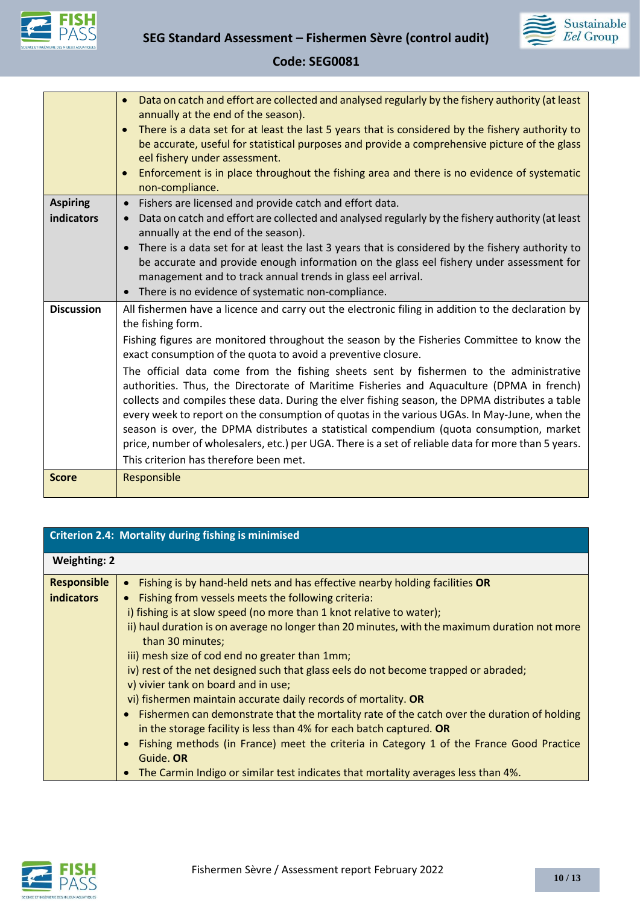| | |
|---|---|
| | • Data on catch and effort are collected and analysed regularly by the fishery authority (at least annually at the end of the season).<br>• There is a data set for at least the last 5 years that is considered by the fishery authority to be accurate, useful for statistical purposes and provide a comprehensive picture of the glass eel fishery under assessment.<br>• Enforcement is in place throughout the fishing area and there is no evidence of systematic non-compliance. |
| **Aspiring indicators** | • Fishers are licensed and provide catch and effort data.<br>• Data on catch and effort are collected and analysed regularly by the fishery authority (at least annually at the end of the season).<br>• There is a data set for at least the last 3 years that is considered by the fishery authority to be accurate and provide enough information on the glass eel fishery under assessment for management and to track annual trends in glass eel arrival.<br>• There is no evidence of systematic non-compliance. |
| **Discussion** | All fishermen have a licence and carry out the electronic filing in addition to the declaration by the fishing form.<br>Fishing figures are monitored throughout the season by the Fisheries Committee to know the exact consumption of the quota to avoid a preventive closure.<br>The official data come from the fishing sheets sent by fishermen to the administrative authorities. Thus, the Directorate of Maritime Fisheries and Aquaculture (DPMA in french) collects and compiles these data. During the elver fishing season, the DPMA distributes a table every week to report on the consumption of quotas in the various UGAs. In May-June, when the season is over, the DPMA distributes a statistical compendium (quota consumption, market price, number of wholesalers, etc.) per UGA. There is a set of reliable data for more than 5 years.<br>This criterion has therefore been met. |
| **Score** | Responsible |

| **Criterion 2.4: Mortality during fishing is minimised** | |
|---|---|
| **Weighting: 2** | |
| **Responsible indicators** | • Fishing is by hand-held nets and has effective nearby holding facilities **OR**<br>• Fishing from vessels meets the following criteria:<br>i) fishing is at slow speed (no more than 1 knot relative to water);<br>ii) haul duration is on average no longer than 20 minutes, with the maximum duration not more than 30 minutes;<br>iii) mesh size of cod end no greater than 1mm;<br>iv) rest of the net designed such that glass eels do not become trapped or abraded;<br>v) vivier tank on board and in use;<br>vi) fishermen maintain accurate daily records of mortality. **OR**<br>• Fishermen can demonstrate that the mortality rate of the catch over the duration of holding in the storage facility is less than 4% for each batch captured. **OR**<br>• Fishing methods (in France) meet the criteria in Category 1 of the France Good Practice Guide. **OR**<br>• The Carmin Indigo or similar test indicates that mortality averages less than 4%. |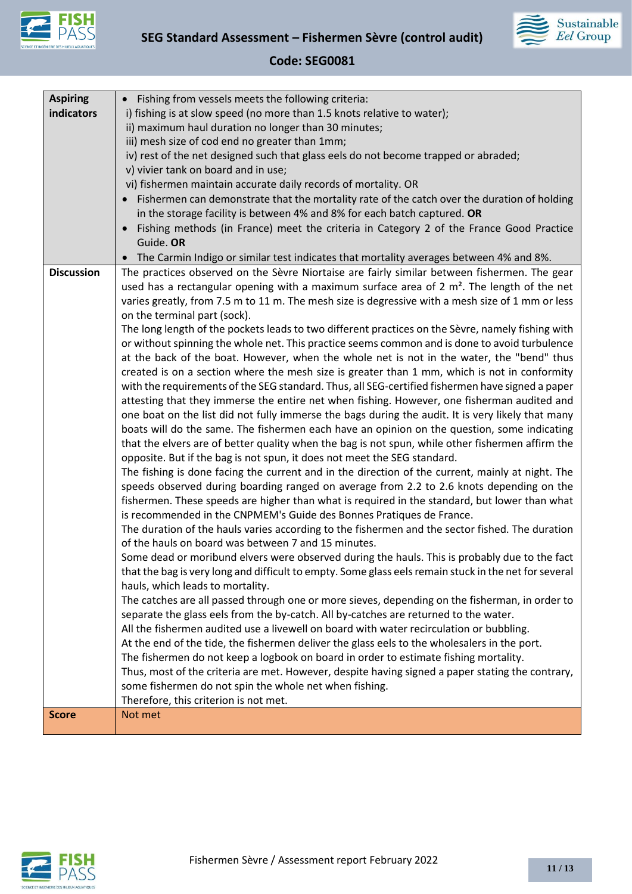| | |
|---|---|
| **Aspiring indicators** | • Fishing from vessels meets the following criteria:<br>i) fishing is at slow speed (no more than 1.5 knots relative to water);<br>ii) maximum haul duration no longer than 30 minutes;<br>iii) mesh size of cod end no greater than 1mm;<br>iv) rest of the net designed such that glass eels do not become trapped or abraded;<br>v) vivier tank on board and in use;<br>vi) fishermen maintain accurate daily records of mortality. OR<br>• Fishermen can demonstrate that the mortality rate of the catch over the duration of holding in the storage facility is between 4% and 8% for each batch captured. **OR**<br>• Fishing methods (in France) meet the criteria in Category 2 of the France Good Practice Guide. **OR**<br>• The Carmin Indigo or similar test indicates that mortality averages between 4% and 8%. |
| **Discussion** | The practices observed on the Sèvre Niortaise are fairly similar between fishermen. The gear used has a rectangular opening with a maximum surface area of 2 m². The length of the net varies greatly, from 7.5 m to 11 m. The mesh size is degressive with a mesh size of 1 mm or less on the terminal part (sock).<br>The long length of the pockets leads to two different practices on the Sèvre, namely fishing with or without spinning the whole net. This practice seems common and is done to avoid turbulence at the back of the boat. However, when the whole net is not in the water, the "bend" thus created is on a section where the mesh size is greater than 1 mm, which is not in conformity with the requirements of the SEG standard. Thus, all SEG-certified fishermen have signed a paper attesting that they immerse the entire net when fishing. However, one fisherman audited and one boat on the list did not fully immerse the bags during the audit. It is very likely that many boats will do the same. The fishermen each have an opinion on the question, some indicating that the elvers are of better quality when the bag is not spun, while other fishermen affirm the opposite. But if the bag is not spun, it does not meet the SEG standard.<br>The fishing is done facing the current and in the direction of the current, mainly at night. The speeds observed during boarding ranged on average from 2.2 to 2.6 knots depending on the fishermen. These speeds are higher than what is required in the standard, but lower than what is recommended in the CNPMEM's Guide des Bonnes Pratiques de France.<br>The duration of the hauls varies according to the fishermen and the sector fished. The duration of the hauls on board was between 7 and 15 minutes.<br>Some dead or moribund elvers were observed during the hauls. This is probably due to the fact that the bag is very long and difficult to empty. Some glass eels remain stuck in the net for several hauls, which leads to mortality.<br>The catches are all passed through one or more sieves, depending on the fisherman, in order to separate the glass eels from the by-catch. All by-catches are returned to the water.<br>All the fishermen audited use a livewell on board with water recirculation or bubbling.<br>At the end of the tide, the fishermen deliver the glass eels to the wholesalers in the port.<br>The fishermen do not keep a logbook on board in order to estimate fishing mortality.<br>Thus, most of the criteria are met. However, despite having signed a paper stating the contrary, some fishermen do not spin the whole net when fishing.<br>Therefore, this criterion is not met. |
| **Score** | Not met |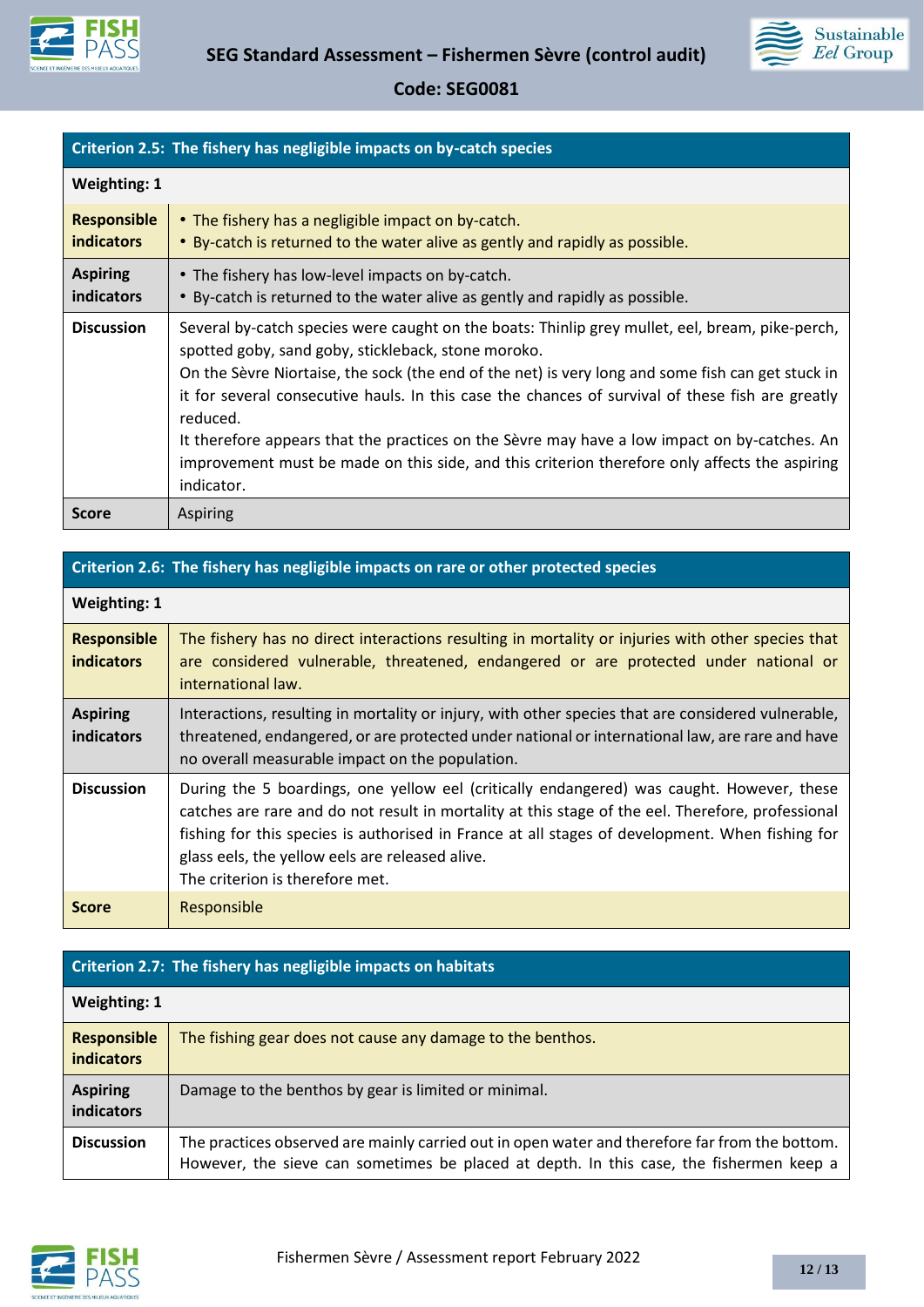| Criterion 2.5: The fishery has negligible impacts on by-catch species | |
|---|---|
| **Weighting: 1** | |
| **Responsible indicators** | • The fishery has a negligible impact on by-catch.<br>• By-catch is returned to the water alive as gently and rapidly as possible. |
| **Aspiring indicators** | • The fishery has low-level impacts on by-catch.<br>• By-catch is returned to the water alive as gently and rapidly as possible. |
| **Discussion** | Several by-catch species were caught on the boats: Thinlip grey mullet, eel, bream, pike-perch, spotted goby, sand goby, stickleback, stone moroko.<br>On the Sèvre Niortaise, the sock (the end of the net) is very long and some fish can get stuck in it for several consecutive hauls. In this case the chances of survival of these fish are greatly reduced.<br>It therefore appears that the practices on the Sèvre may have a low impact on by-catches. An improvement must be made on this side, and this criterion therefore only affects the aspiring indicator. |
| **Score** | Aspiring |

| Criterion 2.6: The fishery has negligible impacts on rare or other protected species | |
|---|---|
| **Weighting: 1** | |
| **Responsible indicators** | The fishery has no direct interactions resulting in mortality or injuries with other species that are considered vulnerable, threatened, endangered or are protected under national or international law. |
| **Aspiring indicators** | Interactions, resulting in mortality or injury, with other species that are considered vulnerable, threatened, endangered, or are protected under national or international law, are rare and have no overall measurable impact on the population. |
| **Discussion** | During the 5 boardings, one yellow eel (critically endangered) was caught. However, these catches are rare and do not result in mortality at this stage of the eel. Therefore, professional fishing for this species is authorised in France at all stages of development. When fishing for glass eels, the yellow eels are released alive.<br>The criterion is therefore met. |
| **Score** | Responsible |

| Criterion 2.7: The fishery has negligible impacts on habitats | |
|---|---|
| **Weighting: 1** | |
| **Responsible indicators** | The fishing gear does not cause any damage to the benthos. |
| **Aspiring indicators** | Damage to the benthos by gear is limited or minimal. |
| **Discussion** | The practices observed are mainly carried out in open water and therefore far from the bottom. However, the sieve can sometimes be placed at depth. In this case, the fishermen keep a |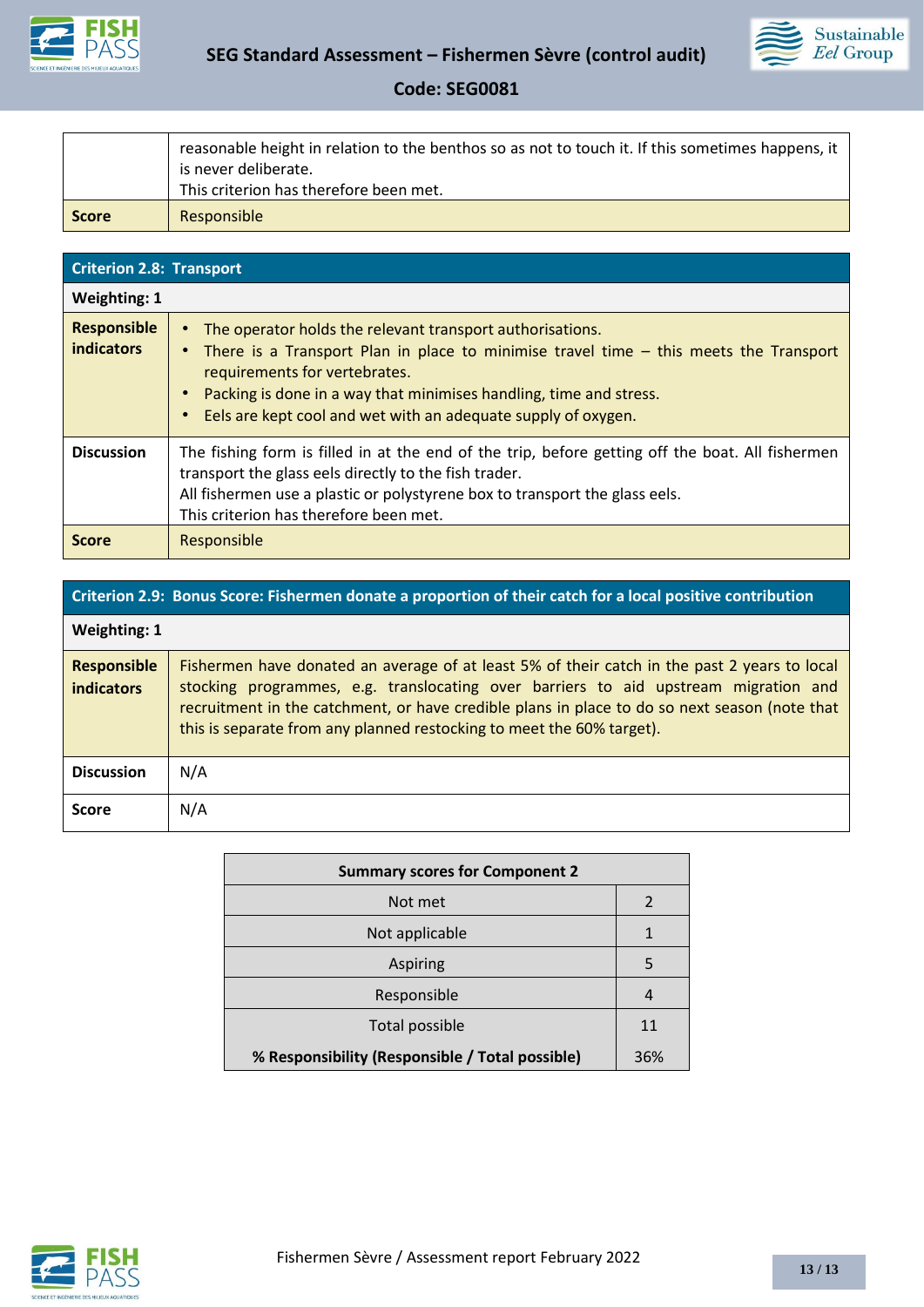| | |
|---|---|
| | reasonable height in relation to the benthos so as not to touch it. If this sometimes happens, it is never deliberate.<br>This criterion has therefore been met. |
| **Score** | Responsible |

| **Criterion 2.8: Transport** | |
|---|---|
| **Weighting: 1** | |
| **Responsible indicators** | • The operator holds the relevant transport authorisations.<br>• There is a Transport Plan in place to minimise travel time – this meets the Transport requirements for vertebrates.<br>• Packing is done in a way that minimises handling, time and stress.<br>• Eels are kept cool and wet with an adequate supply of oxygen. |
| **Discussion** | The fishing form is filled in at the end of the trip, before getting off the boat. All fishermen transport the glass eels directly to the fish trader.<br>All fishermen use a plastic or polystyrene box to transport the glass eels.<br>This criterion has therefore been met. |
| **Score** | Responsible |

| **Criterion 2.9: Bonus Score: Fishermen donate a proportion of their catch for a local positive contribution** | |
|---|---|
| **Weighting: 1** | |
| **Responsible indicators** | Fishermen have donated an average of at least 5% of their catch in the past 2 years to local stocking programmes, e.g. translocating over barriers to aid upstream migration and recruitment in the catchment, or have credible plans in place to do so next season (note that this is separate from any planned restocking to meet the 60% target). |
| **Discussion** | N/A |
| **Score** | N/A |

| **Summary scores for Component 2** | |
|---|---|
| Not met | 2 |
| Not applicable | 1 |
| Aspiring | 5 |
| Responsible | 4 |
| Total possible | 11 |
| **% Responsibility (Responsible / Total possible)** | 36% |